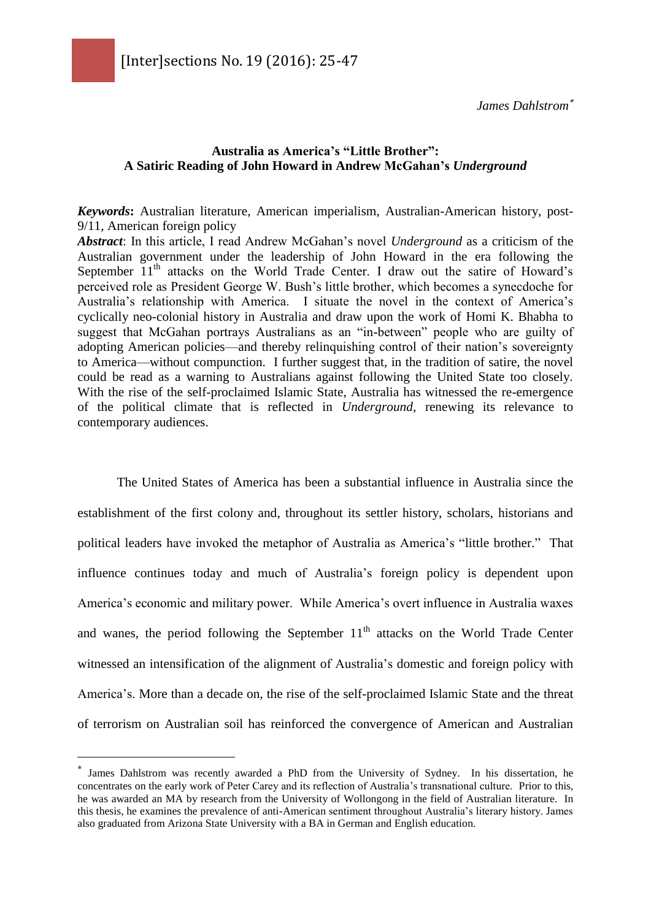James Dahlstrom[*]

## Australia as America's "Little Brother": A Satiric Reading of John Howard in Andrew McGahan's *Underground*

***Keywords*:** Australian literature, American imperialism, Australian-American history, post-9/11, American foreign policy

***Abstract*:** In this article, I read Andrew McGahan's novel *Underground* as a criticism of the Australian government under the leadership of John Howard in the era following the September 11th attacks on the World Trade Center. I draw out the satire of Howard's perceived role as President George W. Bush's little brother, which becomes a synecdoche for Australia's relationship with America. I situate the novel in the context of America's cyclically neo-colonial history in Australia and draw upon the work of Homi K. Bhabha to suggest that McGahan portrays Australians as an "in-between" people who are guilty of adopting American policies—and thereby relinquishing control of their nation's sovereignty to America—without compunction. I further suggest that, in the tradition of satire, the novel could be read as a warning to Australians against following the United State too closely. With the rise of the self-proclaimed Islamic State, Australia has witnessed the re-emergence of the political climate that is reflected in *Underground*, renewing its relevance to contemporary audiences.

The United States of America has been a substantial influence in Australia since the establishment of the first colony and, throughout its settler history, scholars, historians and political leaders have invoked the metaphor of Australia as America's "little brother." That influence continues today and much of Australia's foreign policy is dependent upon America's economic and military power. While America's overt influence in Australia waxes and wanes, the period following the September 11th attacks on the World Trade Center witnessed an intensification of the alignment of Australia's domestic and foreign policy with America's. More than a decade on, the rise of the self-proclaimed Islamic State and the threat of terrorism on Australian soil has reinforced the convergence of American and Australian

---

[*] James Dahlstrom was recently awarded a PhD from the University of Sydney. In his dissertation, he concentrates on the early work of Peter Carey and its reflection of Australia's transnational culture. Prior to this, he was awarded an MA by research from the University of Wollongong in the field of Australian literature. In this thesis, he examines the prevalence of anti-American sentiment throughout Australia's literary history. James also graduated from Arizona State University with a BA in German and English education.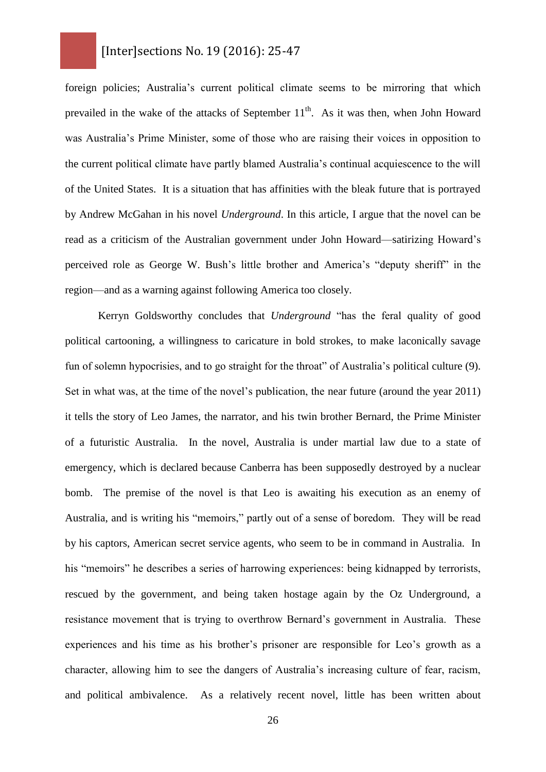foreign policies; Australia's current political climate seems to be mirroring that which prevailed in the wake of the attacks of September 11th. As it was then, when John Howard was Australia's Prime Minister, some of those who are raising their voices in opposition to the current political climate have partly blamed Australia's continual acquiescence to the will of the United States. It is a situation that has affinities with the bleak future that is portrayed by Andrew McGahan in his novel *Underground*. In this article, I argue that the novel can be read as a criticism of the Australian government under John Howard—satirizing Howard's perceived role as George W. Bush's little brother and America's "deputy sheriff" in the region—and as a warning against following America too closely.

Kerryn Goldsworthy concludes that *Underground* "has the feral quality of good political cartooning, a willingness to caricature in bold strokes, to make laconically savage fun of solemn hypocrisies, and to go straight for the throat" of Australia's political culture (9). Set in what was, at the time of the novel's publication, the near future (around the year 2011) it tells the story of Leo James, the narrator, and his twin brother Bernard, the Prime Minister of a futuristic Australia. In the novel, Australia is under martial law due to a state of emergency, which is declared because Canberra has been supposedly destroyed by a nuclear bomb. The premise of the novel is that Leo is awaiting his execution as an enemy of Australia, and is writing his "memoirs," partly out of a sense of boredom. They will be read by his captors, American secret service agents, who seem to be in command in Australia. In his "memoirs" he describes a series of harrowing experiences: being kidnapped by terrorists, rescued by the government, and being taken hostage again by the Oz Underground, a resistance movement that is trying to overthrow Bernard's government in Australia. These experiences and his time as his brother's prisoner are responsible for Leo's growth as a character, allowing him to see the dangers of Australia's increasing culture of fear, racism, and political ambivalence. As a relatively recent novel, little has been written about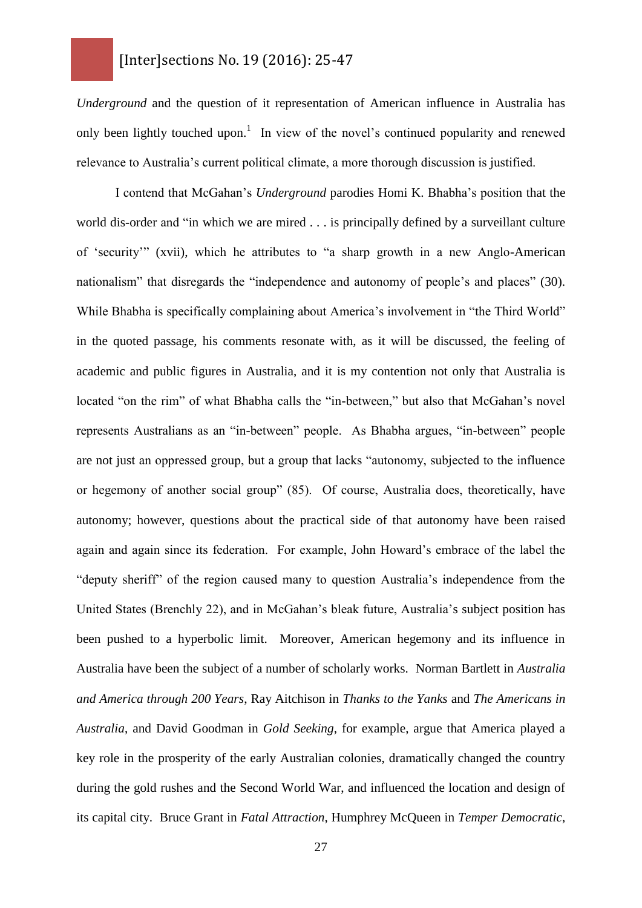*Underground* and the question of it representation of American influence in Australia has only been lightly touched upon.[1] In view of the novel's continued popularity and renewed relevance to Australia's current political climate, a more thorough discussion is justified.

I contend that McGahan's *Underground* parodies Homi K. Bhabha's position that the world dis-order and "in which we are mired . . . is principally defined by a surveillant culture of 'security'" (xvii), which he attributes to "a sharp growth in a new Anglo-American nationalism" that disregards the "independence and autonomy of people's and places" (30). While Bhabha is specifically complaining about America's involvement in "the Third World" in the quoted passage, his comments resonate with, as it will be discussed, the feeling of academic and public figures in Australia, and it is my contention not only that Australia is located "on the rim" of what Bhabha calls the "in-between," but also that McGahan's novel represents Australians as an "in-between" people. As Bhabha argues, "in-between" people are not just an oppressed group, but a group that lacks "autonomy, subjected to the influence or hegemony of another social group" (85). Of course, Australia does, theoretically, have autonomy; however, questions about the practical side of that autonomy have been raised again and again since its federation. For example, John Howard's embrace of the label the "deputy sheriff" of the region caused many to question Australia's independence from the United States (Brenchly 22), and in McGahan's bleak future, Australia's subject position has been pushed to a hyperbolic limit. Moreover, American hegemony and its influence in Australia have been the subject of a number of scholarly works. Norman Bartlett in *Australia and America through 200 Years*, Ray Aitchison in *Thanks to the Yanks* and *The Americans in Australia*, and David Goodman in *Gold Seeking*, for example, argue that America played a key role in the prosperity of the early Australian colonies, dramatically changed the country during the gold rushes and the Second World War, and influenced the location and design of its capital city. Bruce Grant in *Fatal Attraction*, Humphrey McQueen in *Temper Democratic*,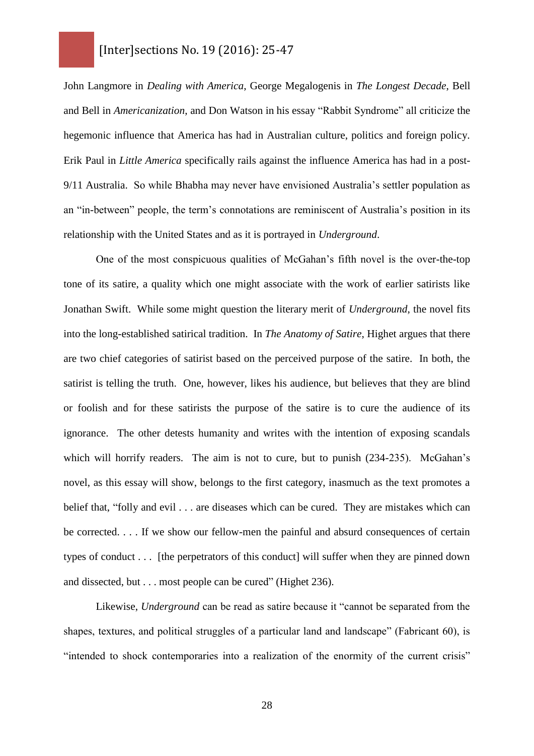John Langmore in *Dealing with America*, George Megalogenis in *The Longest Decade*, Bell and Bell in *Americanization*, and Don Watson in his essay "Rabbit Syndrome" all criticize the hegemonic influence that America has had in Australian culture, politics and foreign policy. Erik Paul in *Little America* specifically rails against the influence America has had in a post-9/11 Australia. So while Bhabha may never have envisioned Australia's settler population as an "in-between" people, the term's connotations are reminiscent of Australia's position in its relationship with the United States and as it is portrayed in *Underground*.

One of the most conspicuous qualities of McGahan's fifth novel is the over-the-top tone of its satire, a quality which one might associate with the work of earlier satirists like Jonathan Swift. While some might question the literary merit of *Underground*, the novel fits into the long-established satirical tradition. In *The Anatomy of Satire*, Highet argues that there are two chief categories of satirist based on the perceived purpose of the satire. In both, the satirist is telling the truth. One, however, likes his audience, but believes that they are blind or foolish and for these satirists the purpose of the satire is to cure the audience of its ignorance. The other detests humanity and writes with the intention of exposing scandals which will horrify readers. The aim is not to cure, but to punish (234-235). McGahan's novel, as this essay will show, belongs to the first category, inasmuch as the text promotes a belief that, "folly and evil . . . are diseases which can be cured. They are mistakes which can be corrected. . . . If we show our fellow-men the painful and absurd consequences of certain types of conduct . . . [the perpetrators of this conduct] will suffer when they are pinned down and dissected, but . . . most people can be cured" (Highet 236).

Likewise, *Underground* can be read as satire because it "cannot be separated from the shapes, textures, and political struggles of a particular land and landscape" (Fabricant 60), is "intended to shock contemporaries into a realization of the enormity of the current crisis"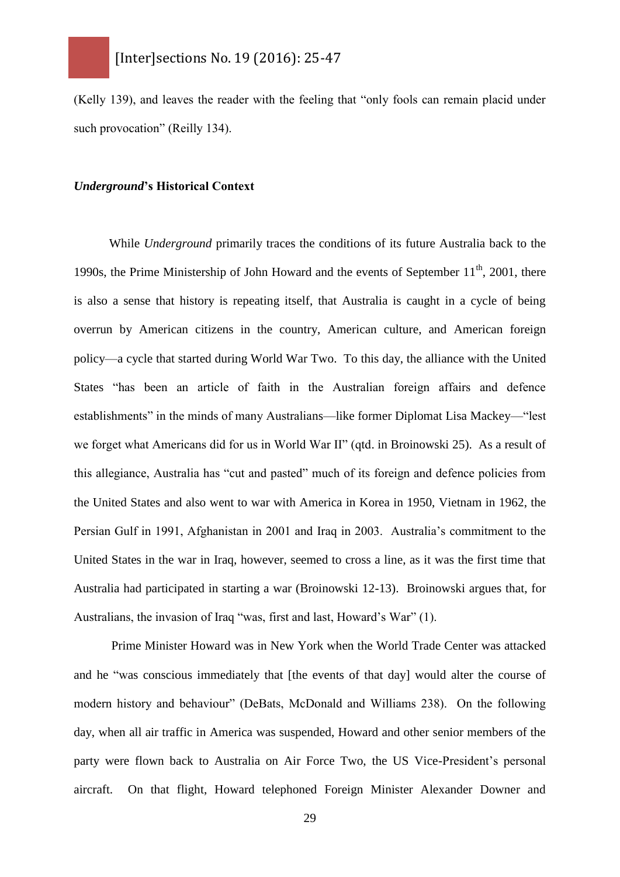(Kelly 139), and leaves the reader with the feeling that "only fools can remain placid under such provocation" (Reilly 134).

### *Underground*'s Historical Context

While *Underground* primarily traces the conditions of its future Australia back to the 1990s, the Prime Ministership of John Howard and the events of September 11th, 2001, there is also a sense that history is repeating itself, that Australia is caught in a cycle of being overrun by American citizens in the country, American culture, and American foreign policy—a cycle that started during World War Two. To this day, the alliance with the United States "has been an article of faith in the Australian foreign affairs and defence establishments" in the minds of many Australians—like former Diplomat Lisa Mackey—"lest we forget what Americans did for us in World War II" (qtd. in Broinowski 25). As a result of this allegiance, Australia has "cut and pasted" much of its foreign and defence policies from the United States and also went to war with America in Korea in 1950, Vietnam in 1962, the Persian Gulf in 1991, Afghanistan in 2001 and Iraq in 2003. Australia's commitment to the United States in the war in Iraq, however, seemed to cross a line, as it was the first time that Australia had participated in starting a war (Broinowski 12-13). Broinowski argues that, for Australians, the invasion of Iraq "was, first and last, Howard's War" (1).

Prime Minister Howard was in New York when the World Trade Center was attacked and he "was conscious immediately that [the events of that day] would alter the course of modern history and behaviour" (DeBats, McDonald and Williams 238). On the following day, when all air traffic in America was suspended, Howard and other senior members of the party were flown back to Australia on Air Force Two, the US Vice-President's personal aircraft. On that flight, Howard telephoned Foreign Minister Alexander Downer and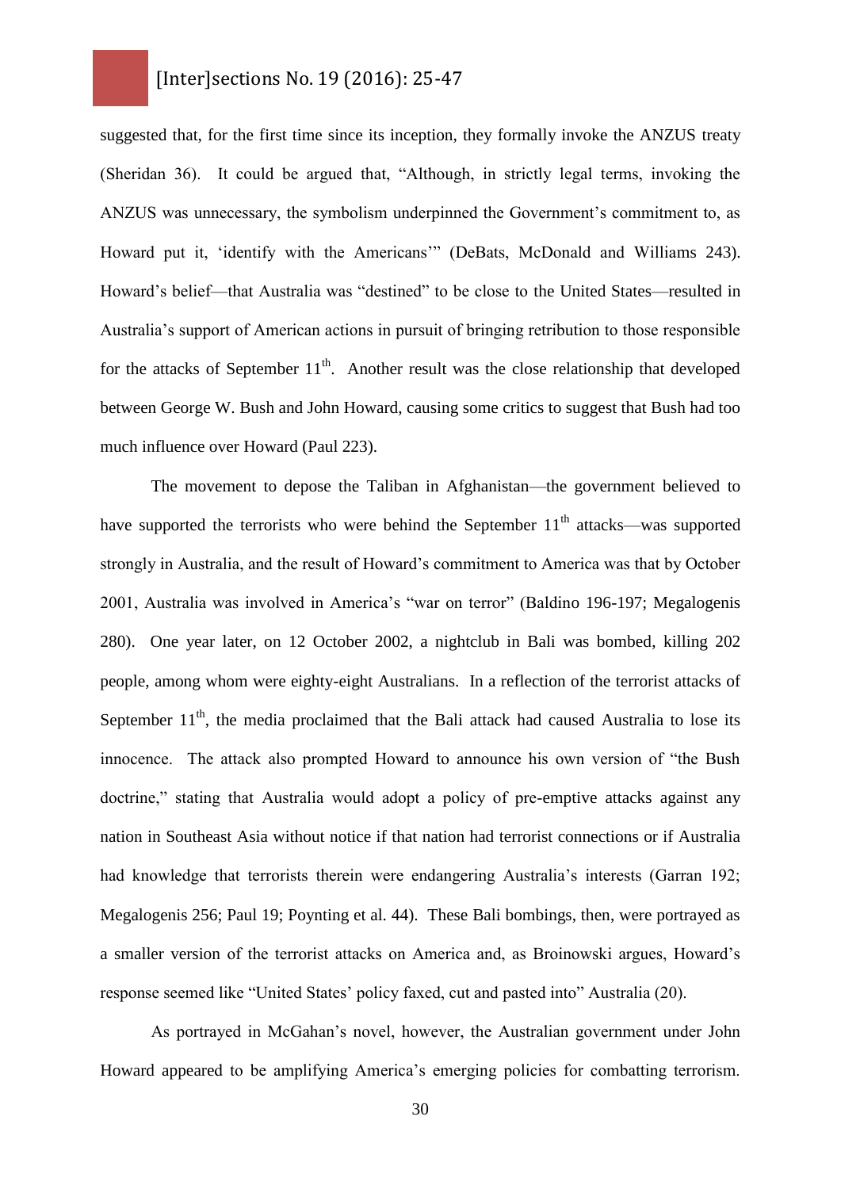suggested that, for the first time since its inception, they formally invoke the ANZUS treaty (Sheridan 36). It could be argued that, "Although, in strictly legal terms, invoking the ANZUS was unnecessary, the symbolism underpinned the Government's commitment to, as Howard put it, 'identify with the Americans'" (DeBats, McDonald and Williams 243). Howard's belief—that Australia was "destined" to be close to the United States—resulted in Australia's support of American actions in pursuit of bringing retribution to those responsible for the attacks of September 11th. Another result was the close relationship that developed between George W. Bush and John Howard, causing some critics to suggest that Bush had too much influence over Howard (Paul 223).

The movement to depose the Taliban in Afghanistan—the government believed to have supported the terrorists who were behind the September 11th attacks—was supported strongly in Australia, and the result of Howard's commitment to America was that by October 2001, Australia was involved in America's "war on terror" (Baldino 196-197; Megalogenis 280). One year later, on 12 October 2002, a nightclub in Bali was bombed, killing 202 people, among whom were eighty-eight Australians. In a reflection of the terrorist attacks of September 11th, the media proclaimed that the Bali attack had caused Australia to lose its innocence. The attack also prompted Howard to announce his own version of "the Bush doctrine," stating that Australia would adopt a policy of pre-emptive attacks against any nation in Southeast Asia without notice if that nation had terrorist connections or if Australia had knowledge that terrorists therein were endangering Australia's interests (Garran 192; Megalogenis 256; Paul 19; Poynting et al. 44). These Bali bombings, then, were portrayed as a smaller version of the terrorist attacks on America and, as Broinowski argues, Howard's response seemed like "United States' policy faxed, cut and pasted into" Australia (20).

As portrayed in McGahan's novel, however, the Australian government under John Howard appeared to be amplifying America's emerging policies for combatting terrorism.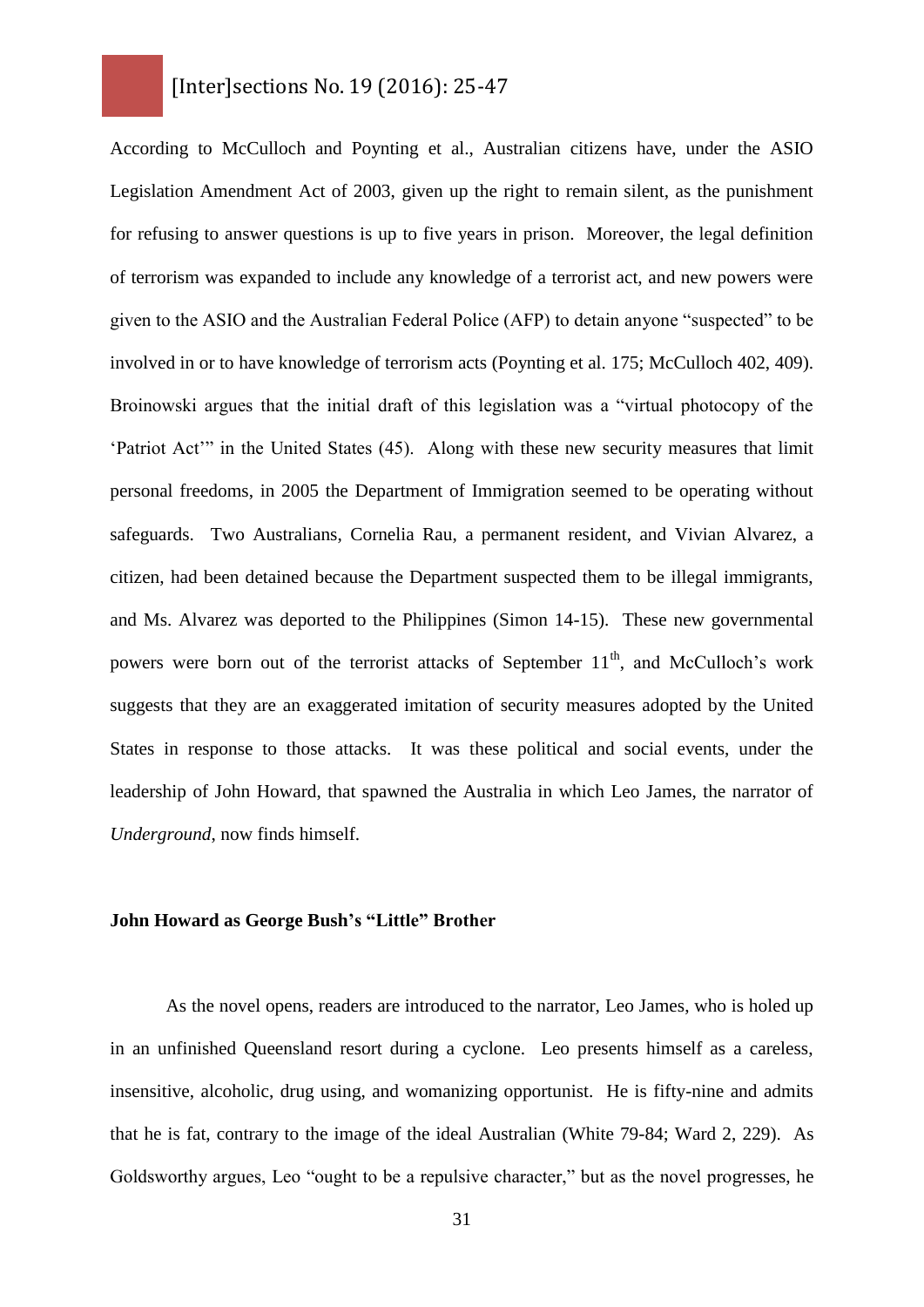According to McCulloch and Poynting et al., Australian citizens have, under the ASIO Legislation Amendment Act of 2003, given up the right to remain silent, as the punishment for refusing to answer questions is up to five years in prison. Moreover, the legal definition of terrorism was expanded to include any knowledge of a terrorist act, and new powers were given to the ASIO and the Australian Federal Police (AFP) to detain anyone "suspected" to be involved in or to have knowledge of terrorism acts (Poynting et al. 175; McCulloch 402, 409). Broinowski argues that the initial draft of this legislation was a "virtual photocopy of the 'Patriot Act'" in the United States (45). Along with these new security measures that limit personal freedoms, in 2005 the Department of Immigration seemed to be operating without safeguards. Two Australians, Cornelia Rau, a permanent resident, and Vivian Alvarez, a citizen, had been detained because the Department suspected them to be illegal immigrants, and Ms. Alvarez was deported to the Philippines (Simon 14-15). These new governmental powers were born out of the terrorist attacks of September 11th, and McCulloch's work suggests that they are an exaggerated imitation of security measures adopted by the United States in response to those attacks. It was these political and social events, under the leadership of John Howard, that spawned the Australia in which Leo James, the narrator of *Underground*, now finds himself.

**John Howard as George Bush's "Little" Brother**

As the novel opens, readers are introduced to the narrator, Leo James, who is holed up in an unfinished Queensland resort during a cyclone. Leo presents himself as a careless, insensitive, alcoholic, drug using, and womanizing opportunist. He is fifty-nine and admits that he is fat, contrary to the image of the ideal Australian (White 79-84; Ward 2, 229). As Goldsworthy argues, Leo "ought to be a repulsive character," but as the novel progresses, he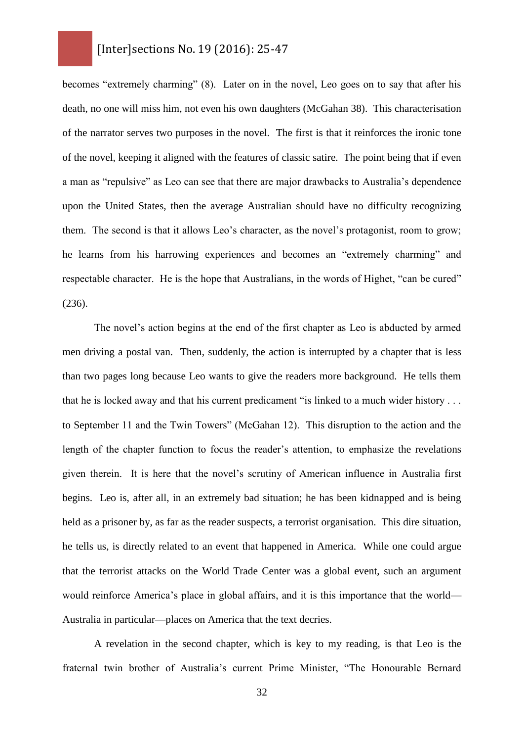becomes "extremely charming" (8). Later on in the novel, Leo goes on to say that after his death, no one will miss him, not even his own daughters (McGahan 38). This characterisation of the narrator serves two purposes in the novel. The first is that it reinforces the ironic tone of the novel, keeping it aligned with the features of classic satire. The point being that if even a man as "repulsive" as Leo can see that there are major drawbacks to Australia's dependence upon the United States, then the average Australian should have no difficulty recognizing them. The second is that it allows Leo's character, as the novel's protagonist, room to grow; he learns from his harrowing experiences and becomes an "extremely charming" and respectable character. He is the hope that Australians, in the words of Highet, "can be cured" (236).

The novel's action begins at the end of the first chapter as Leo is abducted by armed men driving a postal van. Then, suddenly, the action is interrupted by a chapter that is less than two pages long because Leo wants to give the readers more background. He tells them that he is locked away and that his current predicament "is linked to a much wider history . . . to September 11 and the Twin Towers" (McGahan 12). This disruption to the action and the length of the chapter function to focus the reader's attention, to emphasize the revelations given therein. It is here that the novel's scrutiny of American influence in Australia first begins. Leo is, after all, in an extremely bad situation; he has been kidnapped and is being held as a prisoner by, as far as the reader suspects, a terrorist organisation. This dire situation, he tells us, is directly related to an event that happened in America. While one could argue that the terrorist attacks on the World Trade Center was a global event, such an argument would reinforce America's place in global affairs, and it is this importance that the world—Australia in particular—places on America that the text decries.

A revelation in the second chapter, which is key to my reading, is that Leo is the fraternal twin brother of Australia's current Prime Minister, "The Honourable Bernard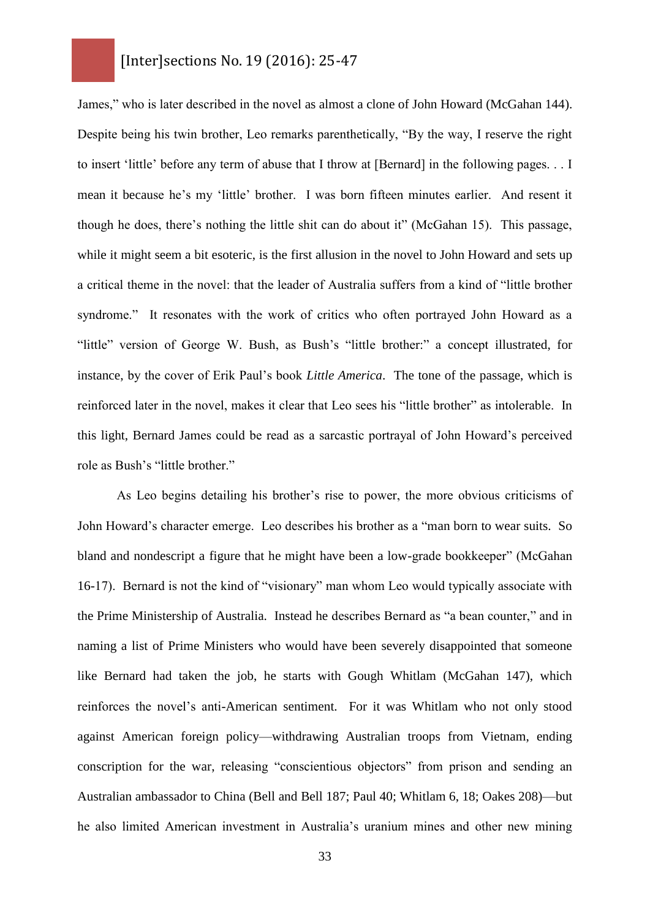James," who is later described in the novel as almost a clone of John Howard (McGahan 144). Despite being his twin brother, Leo remarks parenthetically, "By the way, I reserve the right to insert 'little' before any term of abuse that I throw at [Bernard] in the following pages. . . I mean it because he's my 'little' brother. I was born fifteen minutes earlier. And resent it though he does, there's nothing the little shit can do about it" (McGahan 15). This passage, while it might seem a bit esoteric, is the first allusion in the novel to John Howard and sets up a critical theme in the novel: that the leader of Australia suffers from a kind of "little brother syndrome." It resonates with the work of critics who often portrayed John Howard as a "little" version of George W. Bush, as Bush's "little brother:" a concept illustrated, for instance, by the cover of Erik Paul's book *Little America*. The tone of the passage, which is reinforced later in the novel, makes it clear that Leo sees his "little brother" as intolerable. In this light, Bernard James could be read as a sarcastic portrayal of John Howard's perceived role as Bush's "little brother."

As Leo begins detailing his brother's rise to power, the more obvious criticisms of John Howard's character emerge. Leo describes his brother as a "man born to wear suits. So bland and nondescript a figure that he might have been a low-grade bookkeeper" (McGahan 16-17). Bernard is not the kind of "visionary" man whom Leo would typically associate with the Prime Ministership of Australia. Instead he describes Bernard as "a bean counter," and in naming a list of Prime Ministers who would have been severely disappointed that someone like Bernard had taken the job, he starts with Gough Whitlam (McGahan 147), which reinforces the novel's anti-American sentiment. For it was Whitlam who not only stood against American foreign policy—withdrawing Australian troops from Vietnam, ending conscription for the war, releasing "conscientious objectors" from prison and sending an Australian ambassador to China (Bell and Bell 187; Paul 40; Whitlam 6, 18; Oakes 208)—but he also limited American investment in Australia's uranium mines and other new mining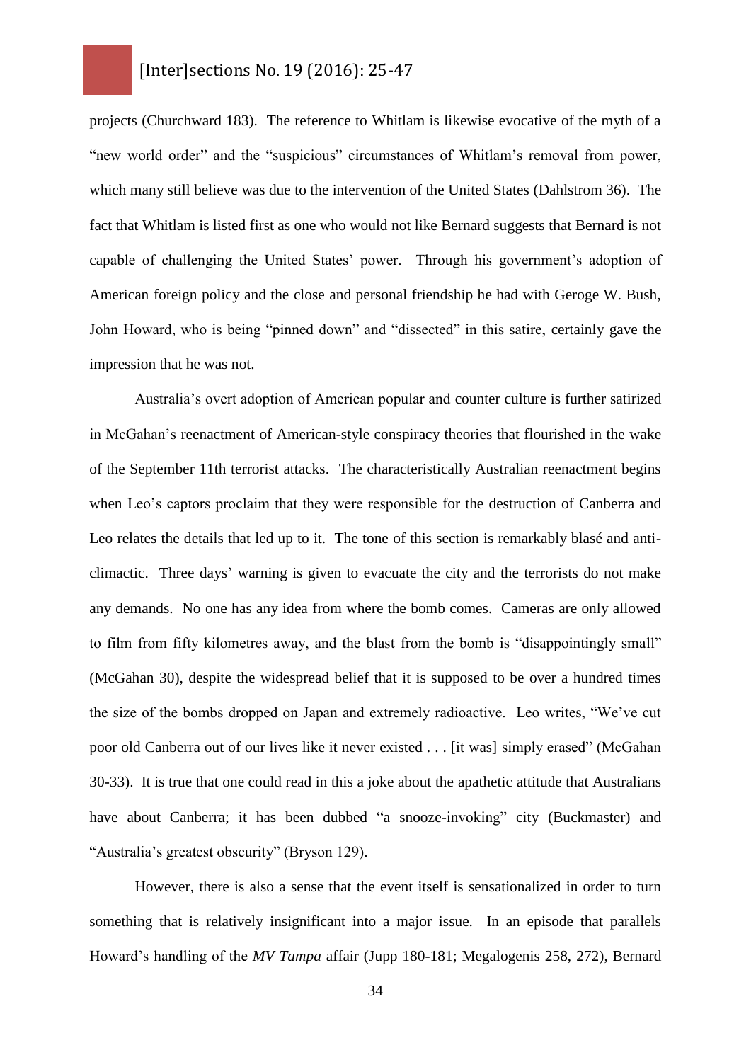projects (Churchward 183). The reference to Whitlam is likewise evocative of the myth of a "new world order" and the "suspicious" circumstances of Whitlam's removal from power, which many still believe was due to the intervention of the United States (Dahlstrom 36). The fact that Whitlam is listed first as one who would not like Bernard suggests that Bernard is not capable of challenging the United States' power. Through his government's adoption of American foreign policy and the close and personal friendship he had with Geroge W. Bush, John Howard, who is being "pinned down" and "dissected" in this satire, certainly gave the impression that he was not.

Australia's overt adoption of American popular and counter culture is further satirized in McGahan's reenactment of American-style conspiracy theories that flourished in the wake of the September 11th terrorist attacks. The characteristically Australian reenactment begins when Leo's captors proclaim that they were responsible for the destruction of Canberra and Leo relates the details that led up to it. The tone of this section is remarkably blasé and anti-climactic. Three days' warning is given to evacuate the city and the terrorists do not make any demands. No one has any idea from where the bomb comes. Cameras are only allowed to film from fifty kilometres away, and the blast from the bomb is "disappointingly small" (McGahan 30), despite the widespread belief that it is supposed to be over a hundred times the size of the bombs dropped on Japan and extremely radioactive. Leo writes, "We've cut poor old Canberra out of our lives like it never existed . . . [it was] simply erased" (McGahan 30-33). It is true that one could read in this a joke about the apathetic attitude that Australians have about Canberra; it has been dubbed "a snooze-invoking" city (Buckmaster) and "Australia's greatest obscurity" (Bryson 129).

However, there is also a sense that the event itself is sensationalized in order to turn something that is relatively insignificant into a major issue. In an episode that parallels Howard's handling of the *MV Tampa* affair (Jupp 180-181; Megalogenis 258, 272), Bernard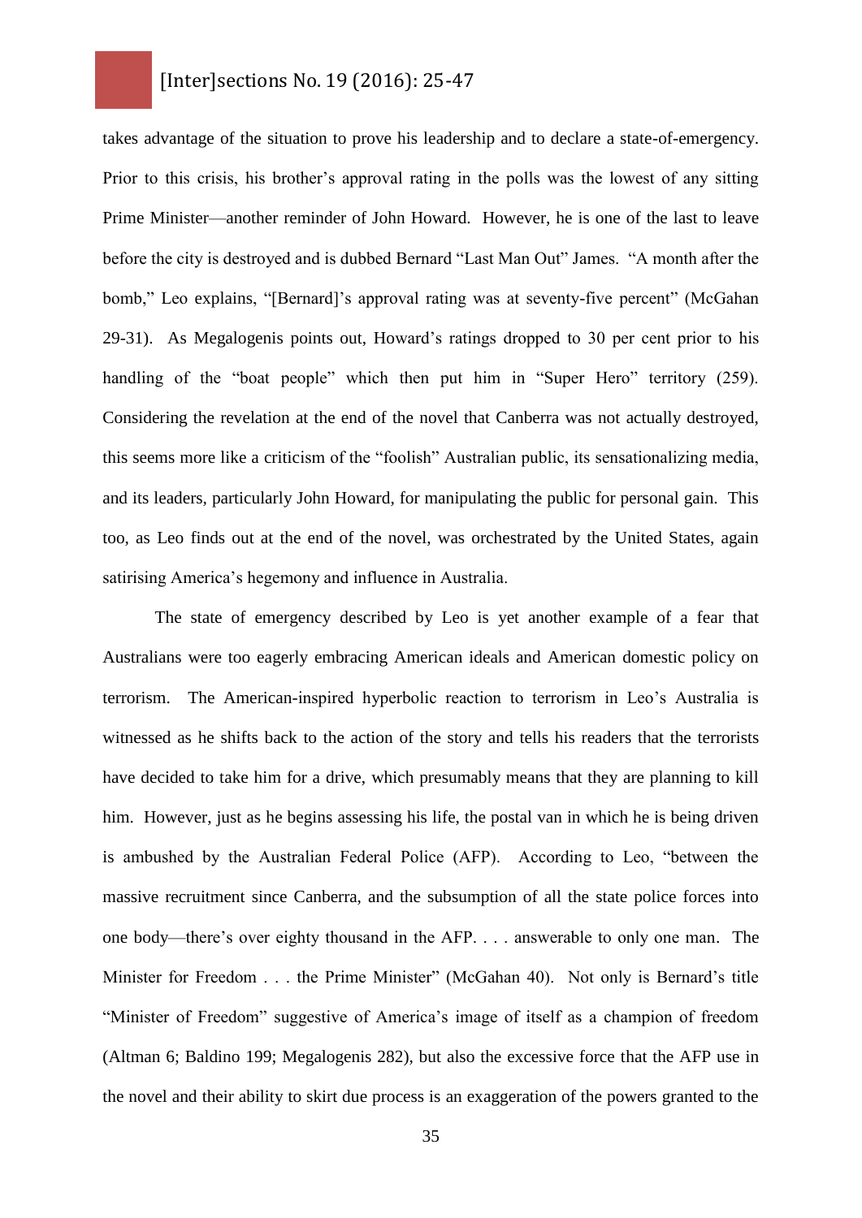takes advantage of the situation to prove his leadership and to declare a state-of-emergency. Prior to this crisis, his brother's approval rating in the polls was the lowest of any sitting Prime Minister—another reminder of John Howard. However, he is one of the last to leave before the city is destroyed and is dubbed Bernard "Last Man Out" James. "A month after the bomb," Leo explains, "[Bernard]'s approval rating was at seventy-five percent" (McGahan 29-31). As Megalogenis points out, Howard's ratings dropped to 30 per cent prior to his handling of the "boat people" which then put him in "Super Hero" territory (259). Considering the revelation at the end of the novel that Canberra was not actually destroyed, this seems more like a criticism of the "foolish" Australian public, its sensationalizing media, and its leaders, particularly John Howard, for manipulating the public for personal gain. This too, as Leo finds out at the end of the novel, was orchestrated by the United States, again satirising America's hegemony and influence in Australia.

The state of emergency described by Leo is yet another example of a fear that Australians were too eagerly embracing American ideals and American domestic policy on terrorism. The American-inspired hyperbolic reaction to terrorism in Leo's Australia is witnessed as he shifts back to the action of the story and tells his readers that the terrorists have decided to take him for a drive, which presumably means that they are planning to kill him. However, just as he begins assessing his life, the postal van in which he is being driven is ambushed by the Australian Federal Police (AFP). According to Leo, "between the massive recruitment since Canberra, and the subsumption of all the state police forces into one body—there's over eighty thousand in the AFP. . . . answerable to only one man. The Minister for Freedom . . . the Prime Minister" (McGahan 40). Not only is Bernard's title "Minister of Freedom" suggestive of America's image of itself as a champion of freedom (Altman 6; Baldino 199; Megalogenis 282), but also the excessive force that the AFP use in the novel and their ability to skirt due process is an exaggeration of the powers granted to the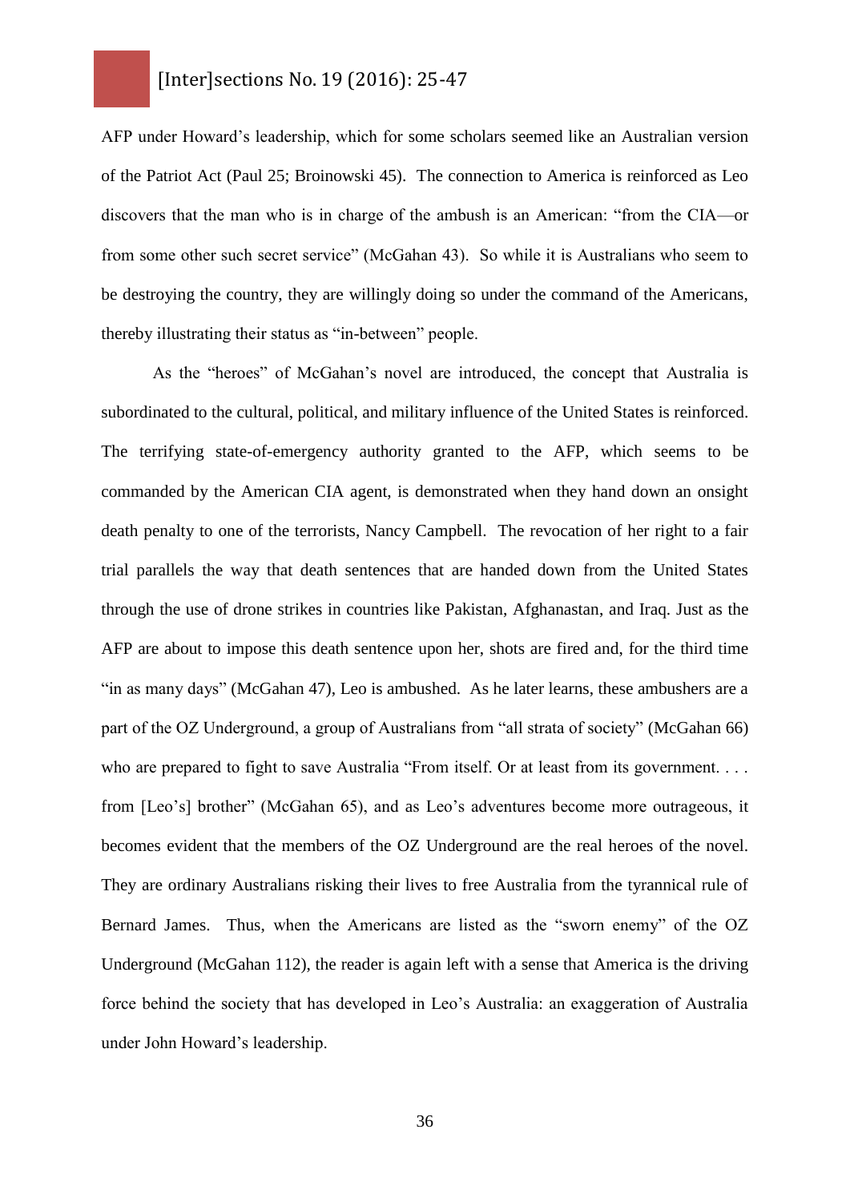AFP under Howard's leadership, which for some scholars seemed like an Australian version of the Patriot Act (Paul 25; Broinowski 45). The connection to America is reinforced as Leo discovers that the man who is in charge of the ambush is an American: "from the CIA—or from some other such secret service" (McGahan 43). So while it is Australians who seem to be destroying the country, they are willingly doing so under the command of the Americans, thereby illustrating their status as "in-between" people.

As the "heroes" of McGahan's novel are introduced, the concept that Australia is subordinated to the cultural, political, and military influence of the United States is reinforced. The terrifying state-of-emergency authority granted to the AFP, which seems to be commanded by the American CIA agent, is demonstrated when they hand down an onsight death penalty to one of the terrorists, Nancy Campbell. The revocation of her right to a fair trial parallels the way that death sentences that are handed down from the United States through the use of drone strikes in countries like Pakistan, Afghanastan, and Iraq. Just as the AFP are about to impose this death sentence upon her, shots are fired and, for the third time "in as many days" (McGahan 47), Leo is ambushed. As he later learns, these ambushers are a part of the OZ Underground, a group of Australians from "all strata of society" (McGahan 66) who are prepared to fight to save Australia "From itself. Or at least from its government. . . . from [Leo's] brother" (McGahan 65), and as Leo's adventures become more outrageous, it becomes evident that the members of the OZ Underground are the real heroes of the novel. They are ordinary Australians risking their lives to free Australia from the tyrannical rule of Bernard James. Thus, when the Americans are listed as the "sworn enemy" of the OZ Underground (McGahan 112), the reader is again left with a sense that America is the driving force behind the society that has developed in Leo's Australia: an exaggeration of Australia under John Howard's leadership.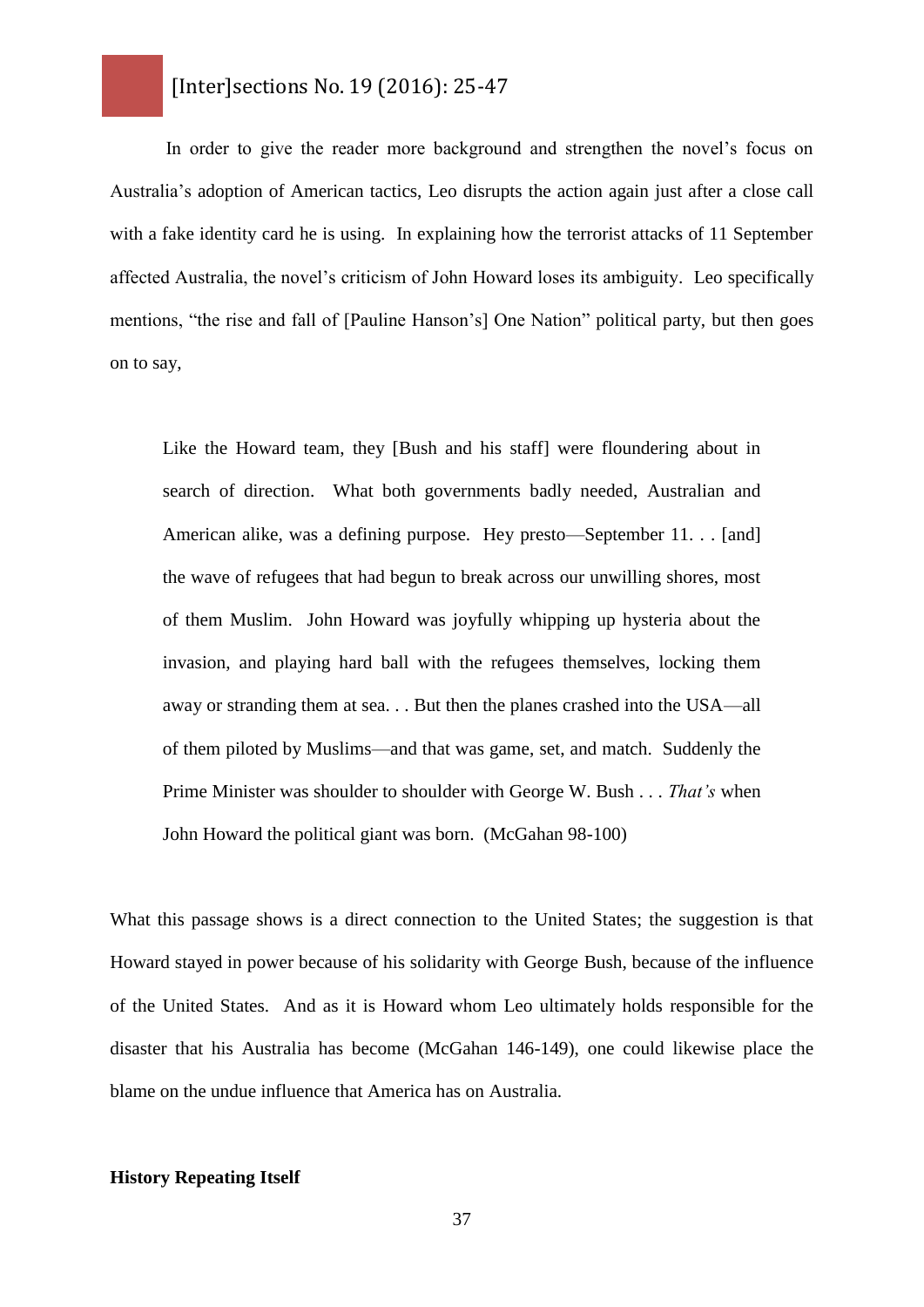In order to give the reader more background and strengthen the novel's focus on Australia's adoption of American tactics, Leo disrupts the action again just after a close call with a fake identity card he is using. In explaining how the terrorist attacks of 11 September affected Australia, the novel's criticism of John Howard loses its ambiguity. Leo specifically mentions, "the rise and fall of [Pauline Hanson's] One Nation" political party, but then goes on to say,

> Like the Howard team, they [Bush and his staff] were floundering about in search of direction. What both governments badly needed, Australian and American alike, was a defining purpose. Hey presto—September 11. . . [and] the wave of refugees that had begun to break across our unwilling shores, most of them Muslim. John Howard was joyfully whipping up hysteria about the invasion, and playing hard ball with the refugees themselves, locking them away or stranding them at sea. . . But then the planes crashed into the USA—all of them piloted by Muslims—and that was game, set, and match. Suddenly the Prime Minister was shoulder to shoulder with George W. Bush . . . *That's* when John Howard the political giant was born. (McGahan 98-100)

What this passage shows is a direct connection to the United States; the suggestion is that Howard stayed in power because of his solidarity with George Bush, because of the influence of the United States. And as it is Howard whom Leo ultimately holds responsible for the disaster that his Australia has become (McGahan 146-149), one could likewise place the blame on the undue influence that America has on Australia.

**History Repeating Itself**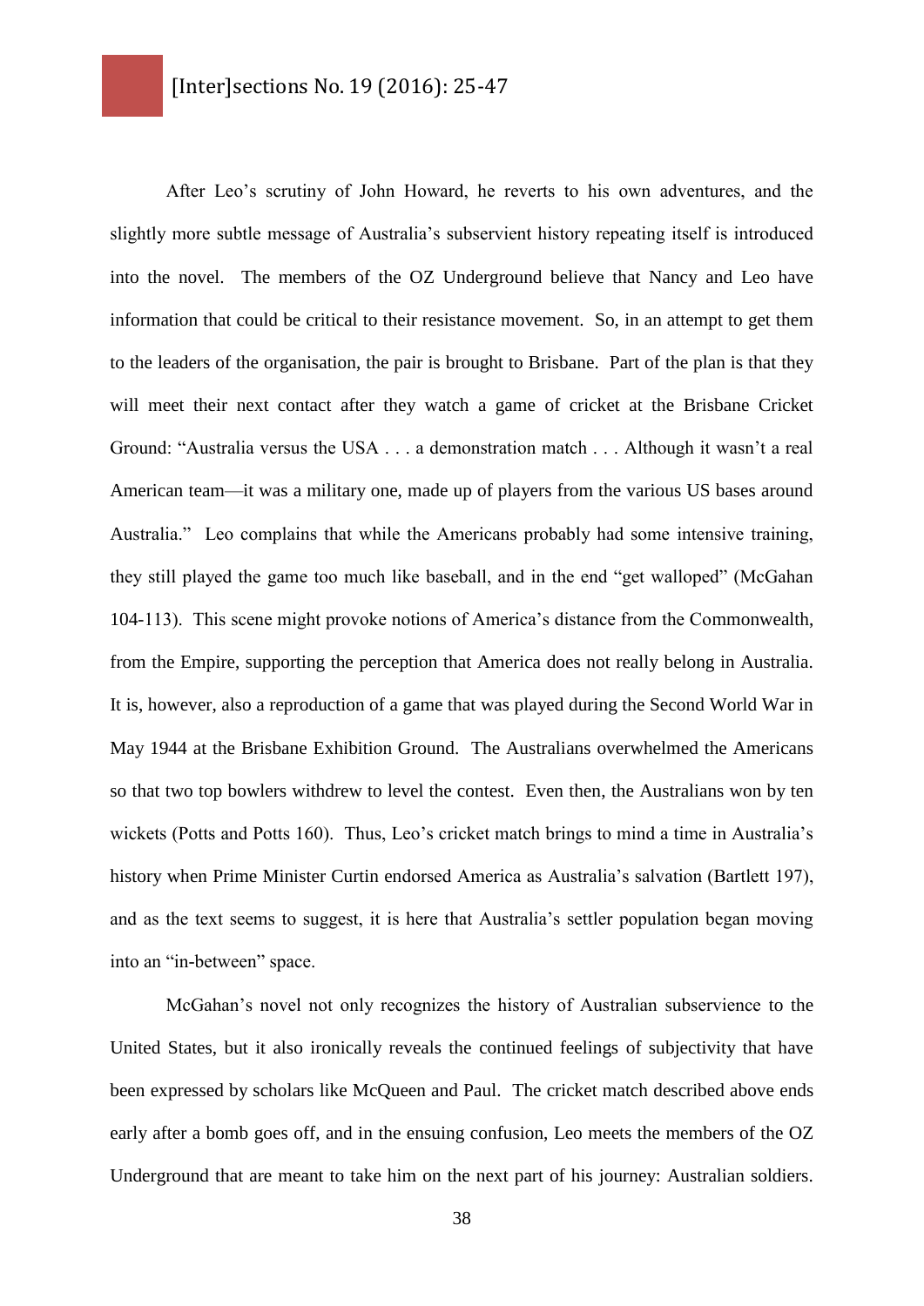After Leo's scrutiny of John Howard, he reverts to his own adventures, and the slightly more subtle message of Australia's subservient history repeating itself is introduced into the novel. The members of the OZ Underground believe that Nancy and Leo have information that could be critical to their resistance movement. So, in an attempt to get them to the leaders of the organisation, the pair is brought to Brisbane. Part of the plan is that they will meet their next contact after they watch a game of cricket at the Brisbane Cricket Ground: "Australia versus the USA . . . a demonstration match . . . Although it wasn't a real American team—it was a military one, made up of players from the various US bases around Australia." Leo complains that while the Americans probably had some intensive training, they still played the game too much like baseball, and in the end "get walloped" (McGahan 104-113). This scene might provoke notions of America's distance from the Commonwealth, from the Empire, supporting the perception that America does not really belong in Australia. It is, however, also a reproduction of a game that was played during the Second World War in May 1944 at the Brisbane Exhibition Ground. The Australians overwhelmed the Americans so that two top bowlers withdrew to level the contest. Even then, the Australians won by ten wickets (Potts and Potts 160). Thus, Leo's cricket match brings to mind a time in Australia's history when Prime Minister Curtin endorsed America as Australia's salvation (Bartlett 197), and as the text seems to suggest, it is here that Australia's settler population began moving into an "in-between" space.

McGahan's novel not only recognizes the history of Australian subservience to the United States, but it also ironically reveals the continued feelings of subjectivity that have been expressed by scholars like McQueen and Paul. The cricket match described above ends early after a bomb goes off, and in the ensuing confusion, Leo meets the members of the OZ Underground that are meant to take him on the next part of his journey: Australian soldiers.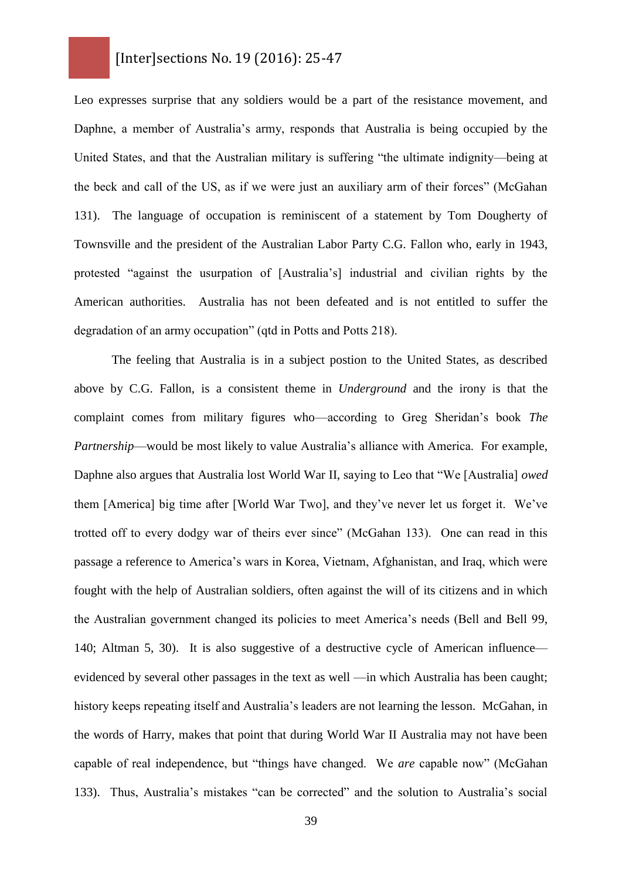Leo expresses surprise that any soldiers would be a part of the resistance movement, and Daphne, a member of Australia's army, responds that Australia is being occupied by the United States, and that the Australian military is suffering "the ultimate indignity—being at the beck and call of the US, as if we were just an auxiliary arm of their forces" (McGahan 131). The language of occupation is reminiscent of a statement by Tom Dougherty of Townsville and the president of the Australian Labor Party C.G. Fallon who, early in 1943, protested "against the usurpation of [Australia's] industrial and civilian rights by the American authorities. Australia has not been defeated and is not entitled to suffer the degradation of an army occupation" (qtd in Potts and Potts 218).

The feeling that Australia is in a subject postion to the United States, as described above by C.G. Fallon, is a consistent theme in *Underground* and the irony is that the complaint comes from military figures who—according to Greg Sheridan's book *The Partnership*—would be most likely to value Australia's alliance with America. For example, Daphne also argues that Australia lost World War II, saying to Leo that "We [Australia] *owed* them [America] big time after [World War Two], and they've never let us forget it. We've trotted off to every dodgy war of theirs ever since" (McGahan 133). One can read in this passage a reference to America's wars in Korea, Vietnam, Afghanistan, and Iraq, which were fought with the help of Australian soldiers, often against the will of its citizens and in which the Australian government changed its policies to meet America's needs (Bell and Bell 99, 140; Altman 5, 30). It is also suggestive of a destructive cycle of American influence—evidenced by several other passages in the text as well —in which Australia has been caught; history keeps repeating itself and Australia's leaders are not learning the lesson. McGahan, in the words of Harry, makes that point that during World War II Australia may not have been capable of real independence, but "things have changed. We *are* capable now" (McGahan 133). Thus, Australia's mistakes "can be corrected" and the solution to Australia's social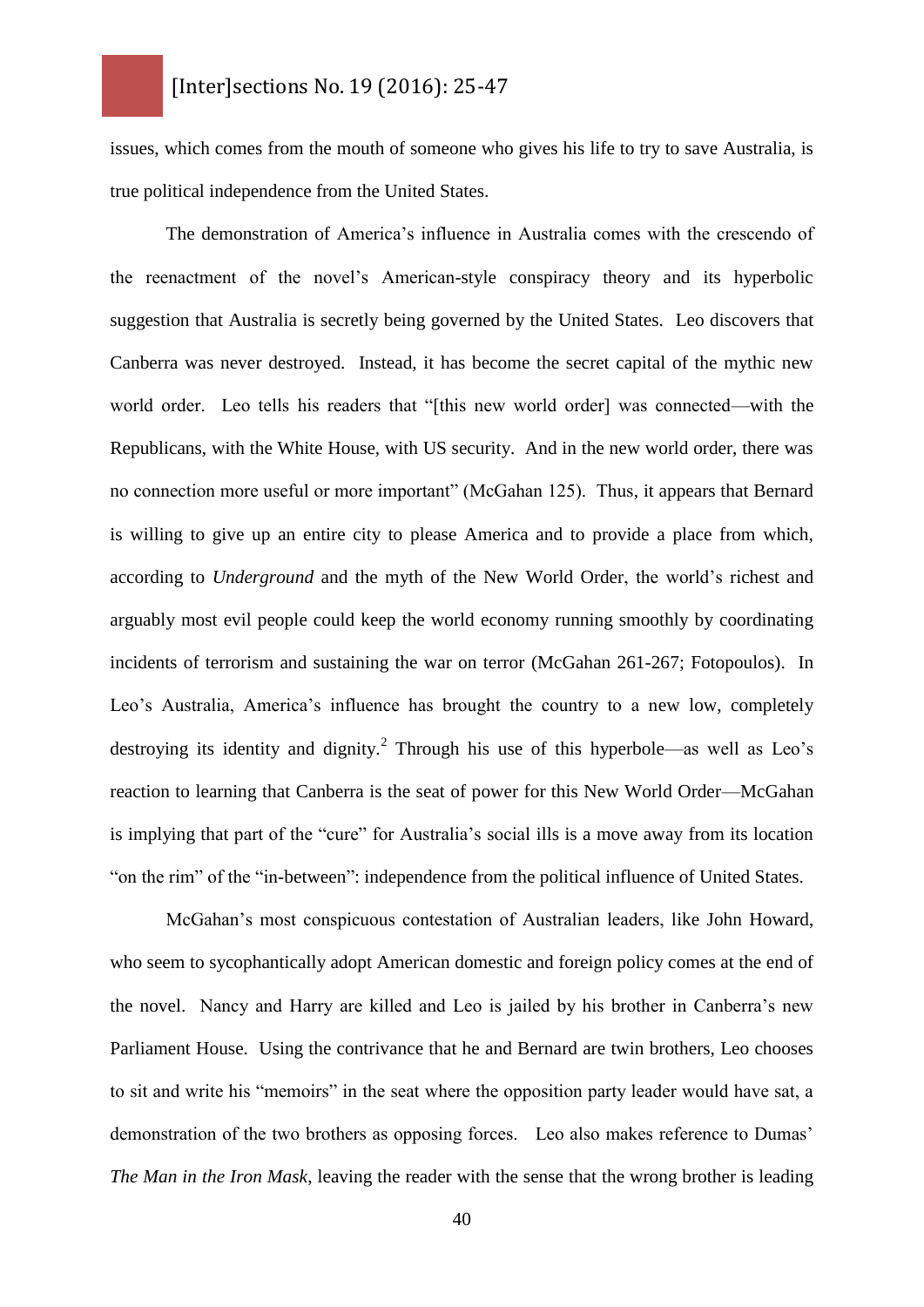issues, which comes from the mouth of someone who gives his life to try to save Australia, is true political independence from the United States.

The demonstration of America's influence in Australia comes with the crescendo of the reenactment of the novel's American-style conspiracy theory and its hyperbolic suggestion that Australia is secretly being governed by the United States. Leo discovers that Canberra was never destroyed. Instead, it has become the secret capital of the mythic new world order. Leo tells his readers that "[this new world order] was connected—with the Republicans, with the White House, with US security. And in the new world order, there was no connection more useful or more important" (McGahan 125). Thus, it appears that Bernard is willing to give up an entire city to please America and to provide a place from which, according to *Underground* and the myth of the New World Order, the world's richest and arguably most evil people could keep the world economy running smoothly by coordinating incidents of terrorism and sustaining the war on terror (McGahan 261-267; Fotopoulos). In Leo's Australia, America's influence has brought the country to a new low, completely destroying its identity and dignity.[2] Through his use of this hyperbole—as well as Leo's reaction to learning that Canberra is the seat of power for this New World Order—McGahan is implying that part of the "cure" for Australia's social ills is a move away from its location "on the rim" of the "in-between": independence from the political influence of United States.

McGahan's most conspicuous contestation of Australian leaders, like John Howard, who seem to sycophantically adopt American domestic and foreign policy comes at the end of the novel. Nancy and Harry are killed and Leo is jailed by his brother in Canberra's new Parliament House. Using the contrivance that he and Bernard are twin brothers, Leo chooses to sit and write his "memoirs" in the seat where the opposition party leader would have sat, a demonstration of the two brothers as opposing forces. Leo also makes reference to Dumas' *The Man in the Iron Mask*, leaving the reader with the sense that the wrong brother is leading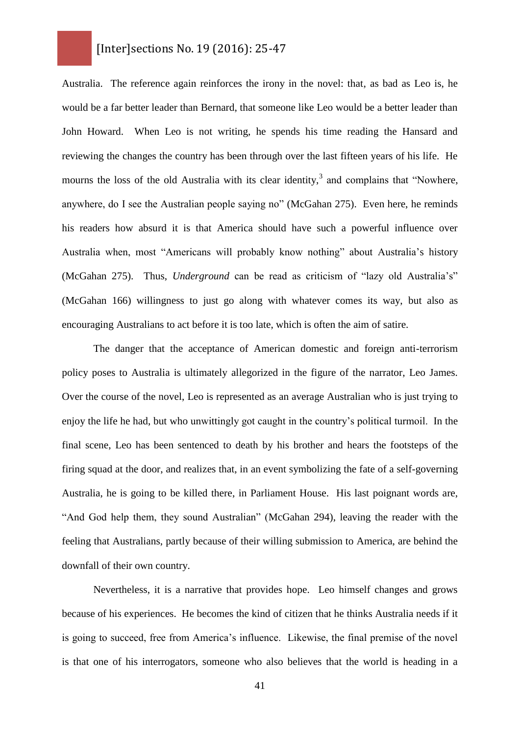Australia. The reference again reinforces the irony in the novel: that, as bad as Leo is, he would be a far better leader than Bernard, that someone like Leo would be a better leader than John Howard. When Leo is not writing, he spends his time reading the Hansard and reviewing the changes the country has been through over the last fifteen years of his life. He mourns the loss of the old Australia with its clear identity,[3] and complains that "Nowhere, anywhere, do I see the Australian people saying no" (McGahan 275). Even here, he reminds his readers how absurd it is that America should have such a powerful influence over Australia when, most "Americans will probably know nothing" about Australia's history (McGahan 275). Thus, *Underground* can be read as criticism of "lazy old Australia's" (McGahan 166) willingness to just go along with whatever comes its way, but also as encouraging Australians to act before it is too late, which is often the aim of satire.

The danger that the acceptance of American domestic and foreign anti-terrorism policy poses to Australia is ultimately allegorized in the figure of the narrator, Leo James. Over the course of the novel, Leo is represented as an average Australian who is just trying to enjoy the life he had, but who unwittingly got caught in the country's political turmoil. In the final scene, Leo has been sentenced to death by his brother and hears the footsteps of the firing squad at the door, and realizes that, in an event symbolizing the fate of a self-governing Australia, he is going to be killed there, in Parliament House. His last poignant words are, "And God help them, they sound Australian" (McGahan 294), leaving the reader with the feeling that Australians, partly because of their willing submission to America, are behind the downfall of their own country.

Nevertheless, it is a narrative that provides hope. Leo himself changes and grows because of his experiences. He becomes the kind of citizen that he thinks Australia needs if it is going to succeed, free from America's influence. Likewise, the final premise of the novel is that one of his interrogators, someone who also believes that the world is heading in a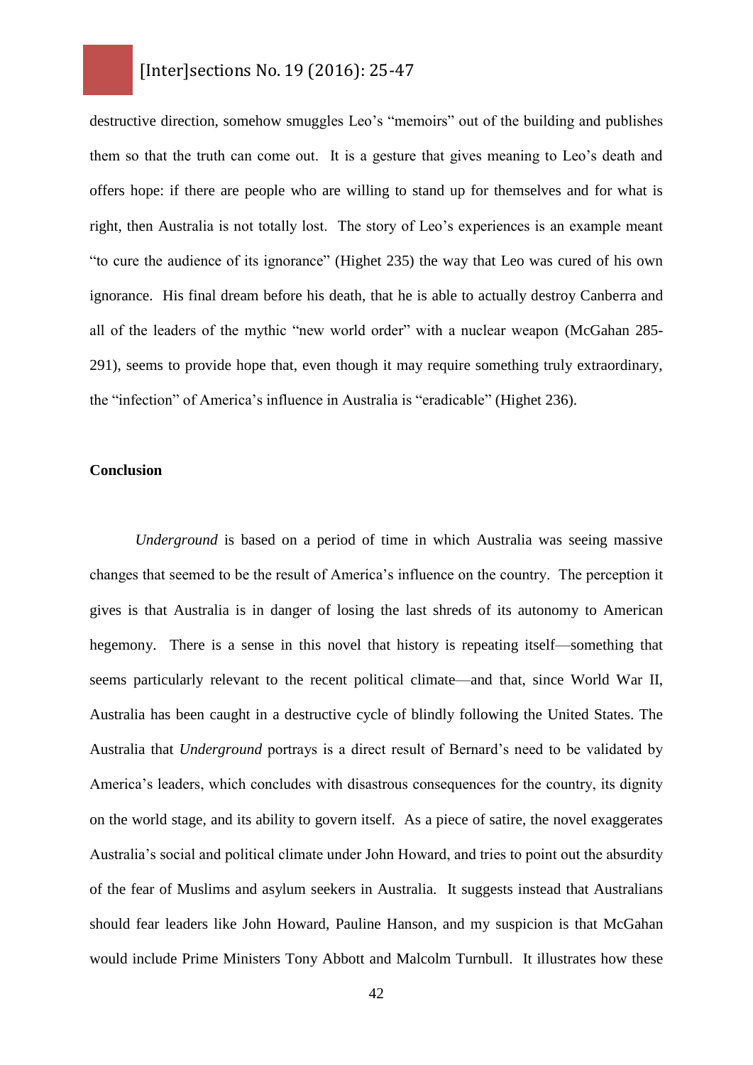destructive direction, somehow smuggles Leo's "memoirs" out of the building and publishes them so that the truth can come out. It is a gesture that gives meaning to Leo's death and offers hope: if there are people who are willing to stand up for themselves and for what is right, then Australia is not totally lost. The story of Leo's experiences is an example meant "to cure the audience of its ignorance" (Highet 235) the way that Leo was cured of his own ignorance. His final dream before his death, that he is able to actually destroy Canberra and all of the leaders of the mythic "new world order" with a nuclear weapon (McGahan 285-291), seems to provide hope that, even though it may require something truly extraordinary, the "infection" of America's influence in Australia is "eradicable" (Highet 236).

**Conclusion**

*Underground* is based on a period of time in which Australia was seeing massive changes that seemed to be the result of America's influence on the country. The perception it gives is that Australia is in danger of losing the last shreds of its autonomy to American hegemony. There is a sense in this novel that history is repeating itself—something that seems particularly relevant to the recent political climate—and that, since World War II, Australia has been caught in a destructive cycle of blindly following the United States. The Australia that *Underground* portrays is a direct result of Bernard's need to be validated by America's leaders, which concludes with disastrous consequences for the country, its dignity on the world stage, and its ability to govern itself. As a piece of satire, the novel exaggerates Australia's social and political climate under John Howard, and tries to point out the absurdity of the fear of Muslims and asylum seekers in Australia. It suggests instead that Australians should fear leaders like John Howard, Pauline Hanson, and my suspicion is that McGahan would include Prime Ministers Tony Abbott and Malcolm Turnbull. It illustrates how these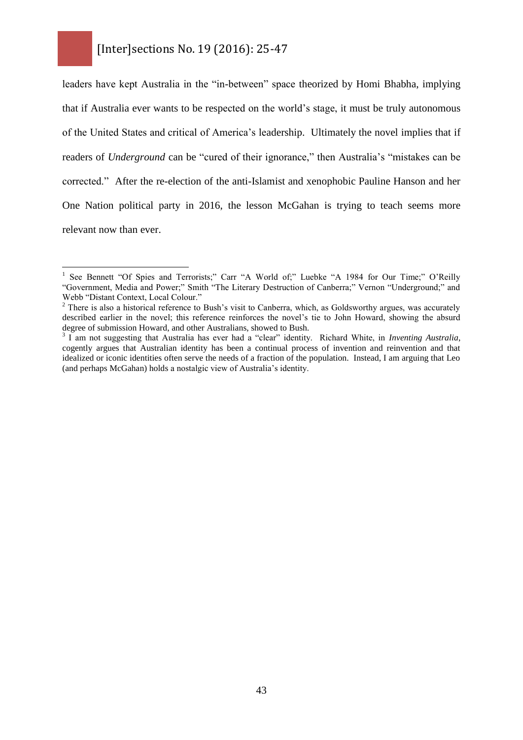leaders have kept Australia in the "in-between" space theorized by Homi Bhabha, implying that if Australia ever wants to be respected on the world's stage, it must be truly autonomous of the United States and critical of America's leadership. Ultimately the novel implies that if readers of *Underground* can be "cured of their ignorance," then Australia's "mistakes can be corrected." After the re-election of the anti-Islamist and xenophobic Pauline Hanson and her One Nation political party in 2016, the lesson McGahan is trying to teach seems more relevant now than ever.

---

[1] See Bennett "Of Spies and Terrorists;" Carr "A World of;" Luebke "A 1984 for Our Time;" O'Reilly "Government, Media and Power;" Smith "The Literary Destruction of Canberra;" Vernon "Underground;" and Webb "Distant Context, Local Colour."

[2] There is also a historical reference to Bush's visit to Canberra, which, as Goldsworthy argues, was accurately described earlier in the novel; this reference reinforces the novel's tie to John Howard, showing the absurd degree of submission Howard, and other Australians, showed to Bush.

[3] I am not suggesting that Australia has ever had a "clear" identity. Richard White, in *Inventing Australia*, cogently argues that Australian identity has been a continual process of invention and reinvention and that idealized or iconic identities often serve the needs of a fraction of the population. Instead, I am arguing that Leo (and perhaps McGahan) holds a nostalgic view of Australia's identity.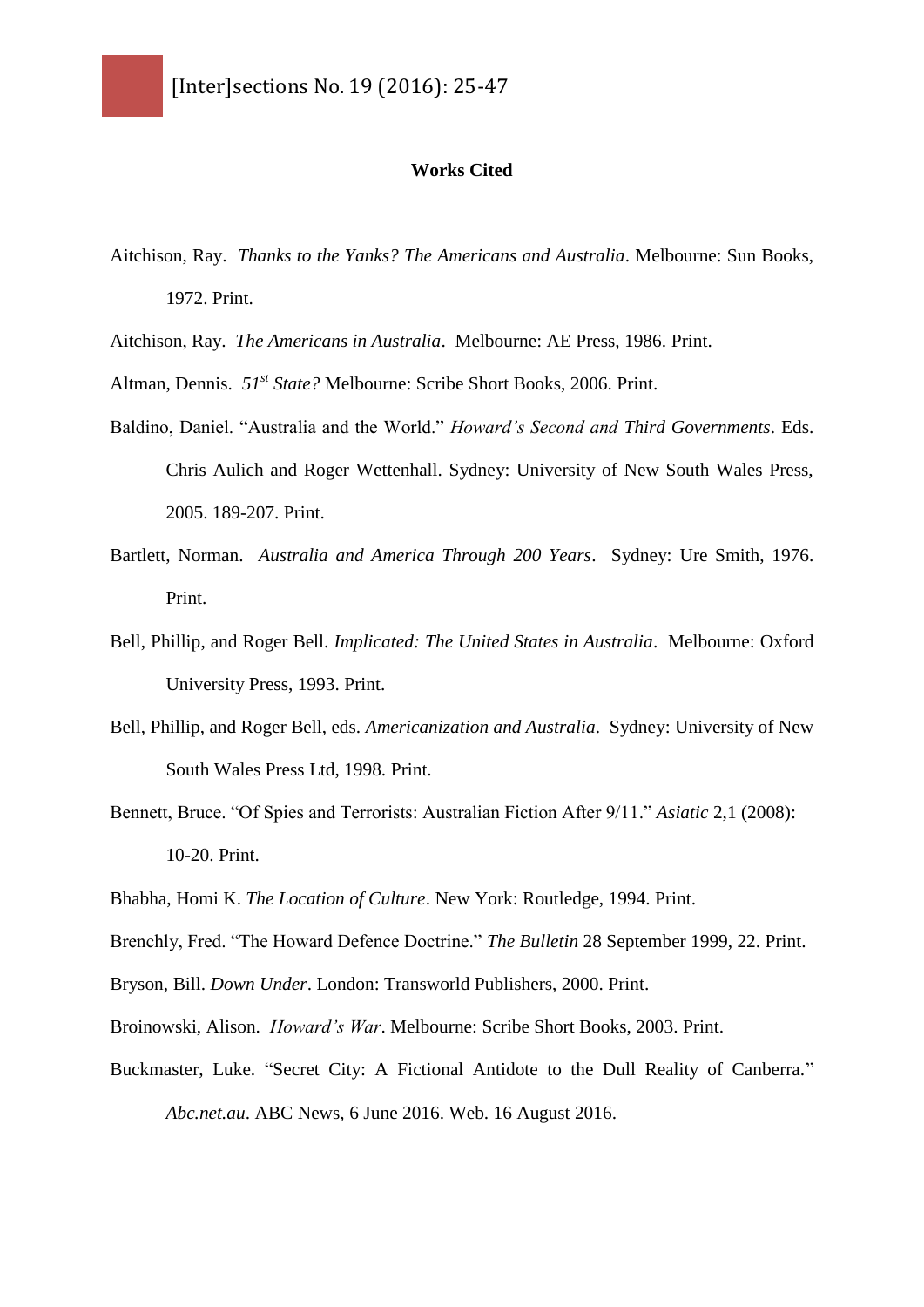**Works Cited**

Aitchison, Ray. *Thanks to the Yanks? The Americans and Australia*. Melbourne: Sun Books, 1972. Print.

Aitchison, Ray. *The Americans in Australia*. Melbourne: AE Press, 1986. Print.

Altman, Dennis. *51st State?* Melbourne: Scribe Short Books, 2006. Print.

Baldino, Daniel. "Australia and the World." *Howard's Second and Third Governments*. Eds. Chris Aulich and Roger Wettenhall. Sydney: University of New South Wales Press, 2005. 189-207. Print.

Bartlett, Norman. *Australia and America Through 200 Years*. Sydney: Ure Smith, 1976. Print.

Bell, Phillip, and Roger Bell. *Implicated: The United States in Australia*. Melbourne: Oxford University Press, 1993. Print.

Bell, Phillip, and Roger Bell, eds. *Americanization and Australia*. Sydney: University of New South Wales Press Ltd, 1998. Print.

Bennett, Bruce. "Of Spies and Terrorists: Australian Fiction After 9/11." *Asiatic* 2,1 (2008): 10-20. Print.

Bhabha, Homi K. *The Location of Culture*. New York: Routledge, 1994. Print.

Brenchly, Fred. "The Howard Defence Doctrine." *The Bulletin* 28 September 1999, 22. Print.

Bryson, Bill. *Down Under*. London: Transworld Publishers, 2000. Print.

Broinowski, Alison. *Howard's War*. Melbourne: Scribe Short Books, 2003. Print.

Buckmaster, Luke. "Secret City: A Fictional Antidote to the Dull Reality of Canberra." *Abc.net.au*. ABC News, 6 June 2016. Web. 16 August 2016.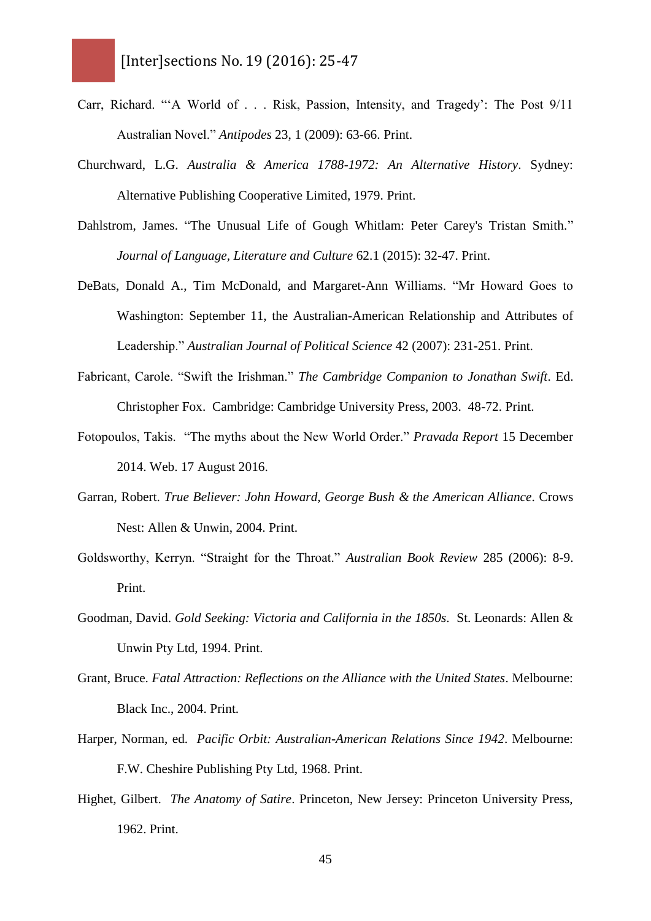Carr, Richard. "'A World of . . . Risk, Passion, Intensity, and Tragedy': The Post 9/11 Australian Novel." *Antipodes* 23, 1 (2009): 63-66. Print.

Churchward, L.G. *Australia & America 1788-1972: An Alternative History*. Sydney: Alternative Publishing Cooperative Limited, 1979. Print.

Dahlstrom, James. "The Unusual Life of Gough Whitlam: Peter Carey's Tristan Smith." *Journal of Language, Literature and Culture* 62.1 (2015): 32-47. Print.

DeBats, Donald A., Tim McDonald, and Margaret-Ann Williams. "Mr Howard Goes to Washington: September 11, the Australian-American Relationship and Attributes of Leadership." *Australian Journal of Political Science* 42 (2007): 231-251. Print.

Fabricant, Carole. "Swift the Irishman." *The Cambridge Companion to Jonathan Swift*. Ed. Christopher Fox. Cambridge: Cambridge University Press, 2003. 48-72. Print.

Fotopoulos, Takis. "The myths about the New World Order." *Pravada Report* 15 December 2014. Web. 17 August 2016.

Garran, Robert. *True Believer: John Howard, George Bush & the American Alliance*. Crows Nest: Allen & Unwin, 2004. Print.

Goldsworthy, Kerryn. "Straight for the Throat." *Australian Book Review* 285 (2006): 8-9. Print.

Goodman, David. *Gold Seeking: Victoria and California in the 1850s*. St. Leonards: Allen & Unwin Pty Ltd, 1994. Print.

Grant, Bruce. *Fatal Attraction: Reflections on the Alliance with the United States*. Melbourne: Black Inc., 2004. Print.

Harper, Norman, ed. *Pacific Orbit: Australian-American Relations Since 1942*. Melbourne: F.W. Cheshire Publishing Pty Ltd, 1968. Print.

Highet, Gilbert. *The Anatomy of Satire*. Princeton, New Jersey: Princeton University Press, 1962. Print.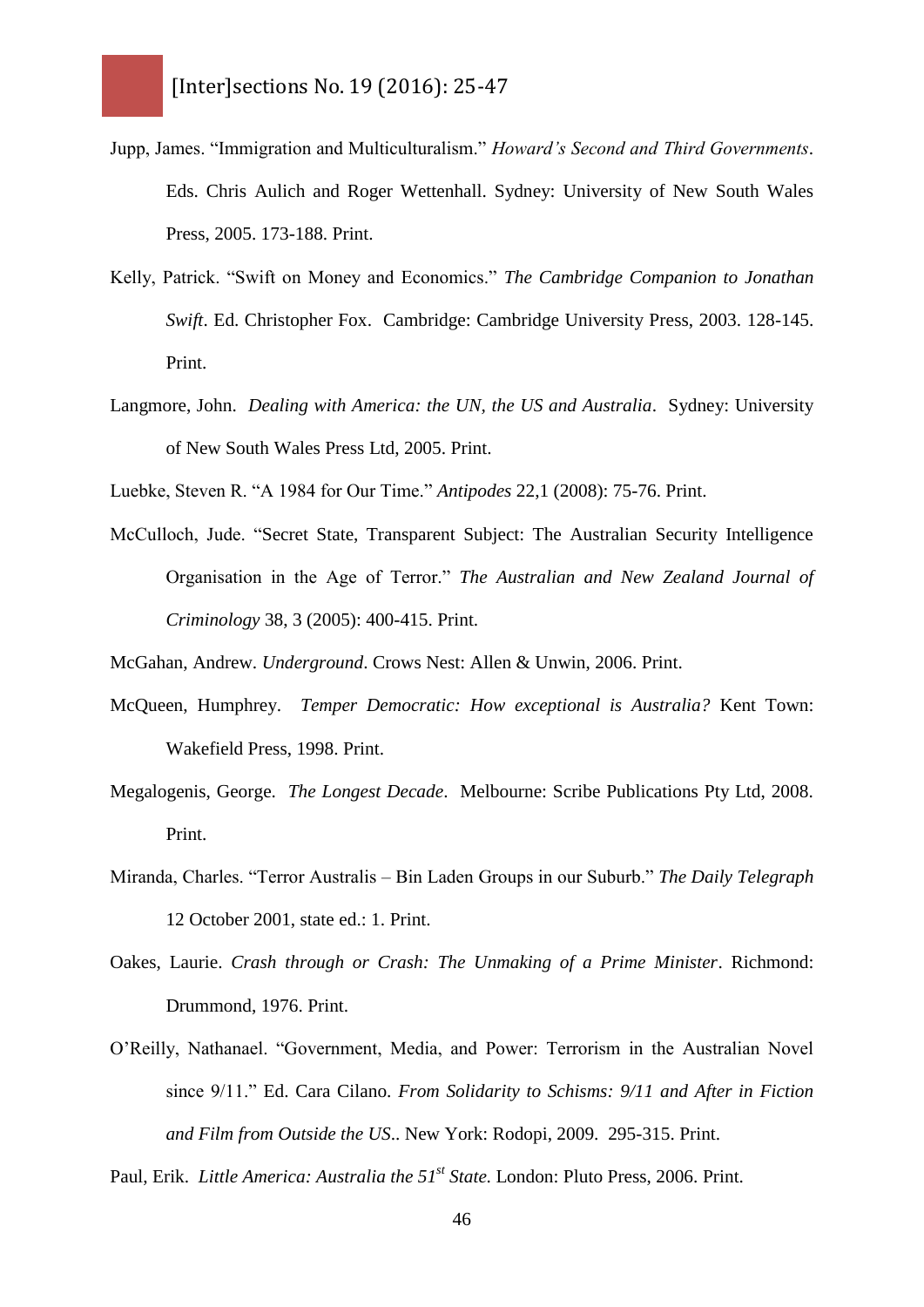Jupp, James. "Immigration and Multiculturalism." *Howard's Second and Third Governments*. Eds. Chris Aulich and Roger Wettenhall. Sydney: University of New South Wales Press, 2005. 173-188. Print.

Kelly, Patrick. "Swift on Money and Economics." *The Cambridge Companion to Jonathan Swift*. Ed. Christopher Fox. Cambridge: Cambridge University Press, 2003. 128-145. Print.

Langmore, John. *Dealing with America: the UN, the US and Australia*. Sydney: University of New South Wales Press Ltd, 2005. Print.

Luebke, Steven R. "A 1984 for Our Time." *Antipodes* 22,1 (2008): 75-76. Print.

McCulloch, Jude. "Secret State, Transparent Subject: The Australian Security Intelligence Organisation in the Age of Terror." *The Australian and New Zealand Journal of Criminology* 38, 3 (2005): 400-415. Print.

McGahan, Andrew. *Underground*. Crows Nest: Allen & Unwin, 2006. Print.

McQueen, Humphrey. *Temper Democratic: How exceptional is Australia?* Kent Town: Wakefield Press, 1998. Print.

Megalogenis, George. *The Longest Decade*. Melbourne: Scribe Publications Pty Ltd, 2008. Print.

Miranda, Charles. "Terror Australis – Bin Laden Groups in our Suburb." *The Daily Telegraph* 12 October 2001, state ed.: 1. Print.

Oakes, Laurie. *Crash through or Crash: The Unmaking of a Prime Minister*. Richmond: Drummond, 1976. Print.

O'Reilly, Nathanael. "Government, Media, and Power: Terrorism in the Australian Novel since 9/11." Ed. Cara Cilano. *From Solidarity to Schisms: 9/11 and After in Fiction and Film from Outside the US*.. New York: Rodopi, 2009. 295-315. Print.

Paul, Erik. *Little America: Australia the 51st State*. London: Pluto Press, 2006. Print.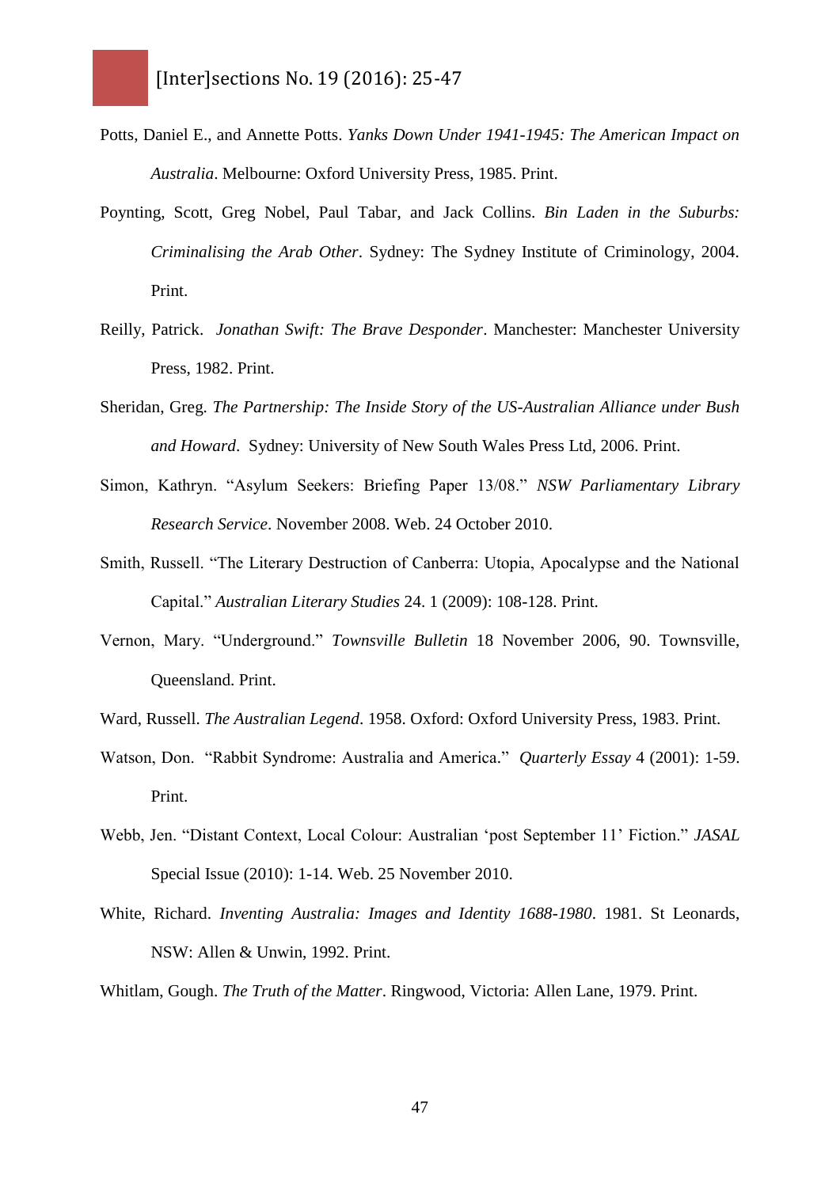Potts, Daniel E., and Annette Potts. *Yanks Down Under 1941-1945: The American Impact on Australia*. Melbourne: Oxford University Press, 1985. Print.

Poynting, Scott, Greg Nobel, Paul Tabar, and Jack Collins. *Bin Laden in the Suburbs: Criminalising the Arab Other*. Sydney: The Sydney Institute of Criminology, 2004. Print.

Reilly, Patrick. *Jonathan Swift: The Brave Desponder*. Manchester: Manchester University Press, 1982. Print.

Sheridan, Greg. *The Partnership: The Inside Story of the US-Australian Alliance under Bush and Howard*. Sydney: University of New South Wales Press Ltd, 2006. Print.

Simon, Kathryn. "Asylum Seekers: Briefing Paper 13/08." *NSW Parliamentary Library Research Service*. November 2008. Web. 24 October 2010.

Smith, Russell. "The Literary Destruction of Canberra: Utopia, Apocalypse and the National Capital." *Australian Literary Studies* 24. 1 (2009): 108-128. Print.

Vernon, Mary. "Underground." *Townsville Bulletin* 18 November 2006, 90. Townsville, Queensland. Print.

Ward, Russell. *The Australian Legend*. 1958. Oxford: Oxford University Press, 1983. Print.

Watson, Don. "Rabbit Syndrome: Australia and America." *Quarterly Essay* 4 (2001): 1-59. Print.

Webb, Jen. "Distant Context, Local Colour: Australian 'post September 11' Fiction." *JASAL* Special Issue (2010): 1-14. Web. 25 November 2010.

White, Richard. *Inventing Australia: Images and Identity 1688-1980*. 1981. St Leonards, NSW: Allen & Unwin, 1992. Print.

Whitlam, Gough. *The Truth of the Matter*. Ringwood, Victoria: Allen Lane, 1979. Print.